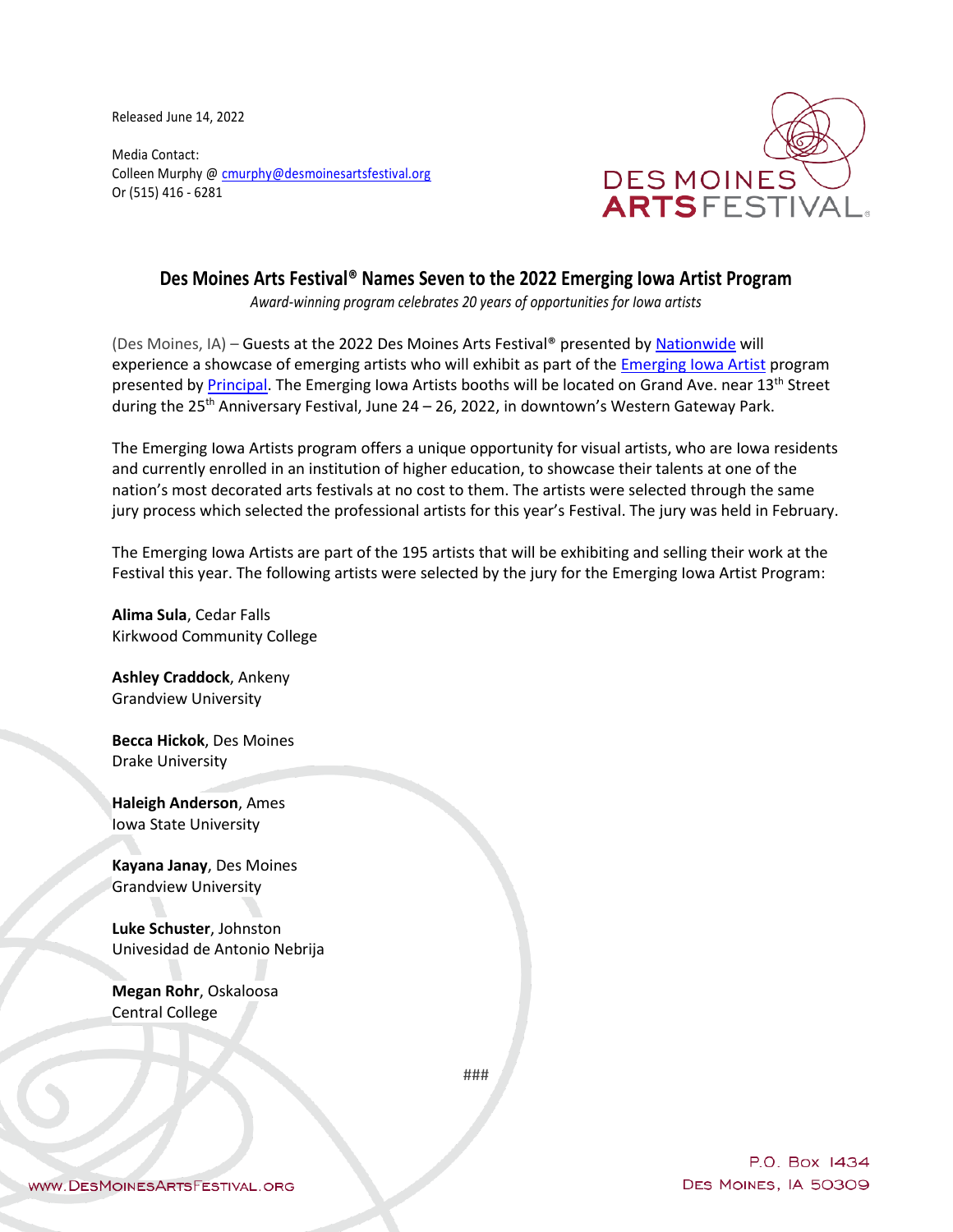Released June 14, 2022

Media Contact:
Colleen Murphy @ cmurphy@desmoinesartsfestival.org
Or (515) 416 - 6281

DES MOINES ARTS FESTIVAL

## Des Moines Arts Festival® Names Seven to the 2022 Emerging Iowa Artist Program

*Award-winning program celebrates 20 years of opportunities for Iowa artists*

(Des Moines, IA) – Guests at the 2022 Des Moines Arts Festival® presented by Nationwide will experience a showcase of emerging artists who will exhibit as part of the Emerging Iowa Artist program presented by Principal. The Emerging Iowa Artists booths will be located on Grand Ave. near 13th Street during the 25th Anniversary Festival, June 24 – 26, 2022, in downtown's Western Gateway Park.

The Emerging Iowa Artists program offers a unique opportunity for visual artists, who are Iowa residents and currently enrolled in an institution of higher education, to showcase their talents at one of the nation's most decorated arts festivals at no cost to them. The artists were selected through the same jury process which selected the professional artists for this year's Festival. The jury was held in February.

The Emerging Iowa Artists are part of the 195 artists that will be exhibiting and selling their work at the Festival this year. The following artists were selected by the jury for the Emerging Iowa Artist Program:

**Alima Sula**, Cedar Falls
Kirkwood Community College

**Ashley Craddock**, Ankeny
Grandview University

**Becca Hickok**, Des Moines
Drake University

**Haleigh Anderson**, Ames
Iowa State University

**Kayana Janay**, Des Moines
Grandview University

**Luke Schuster**, Johnston
Univesidad de Antonio Nebrija

**Megan Rohr**, Oskaloosa
Central College

###

WWW.DESMOINESARTSFESTIVAL.ORG

P.O. Box 1434
Des Moines, IA 50309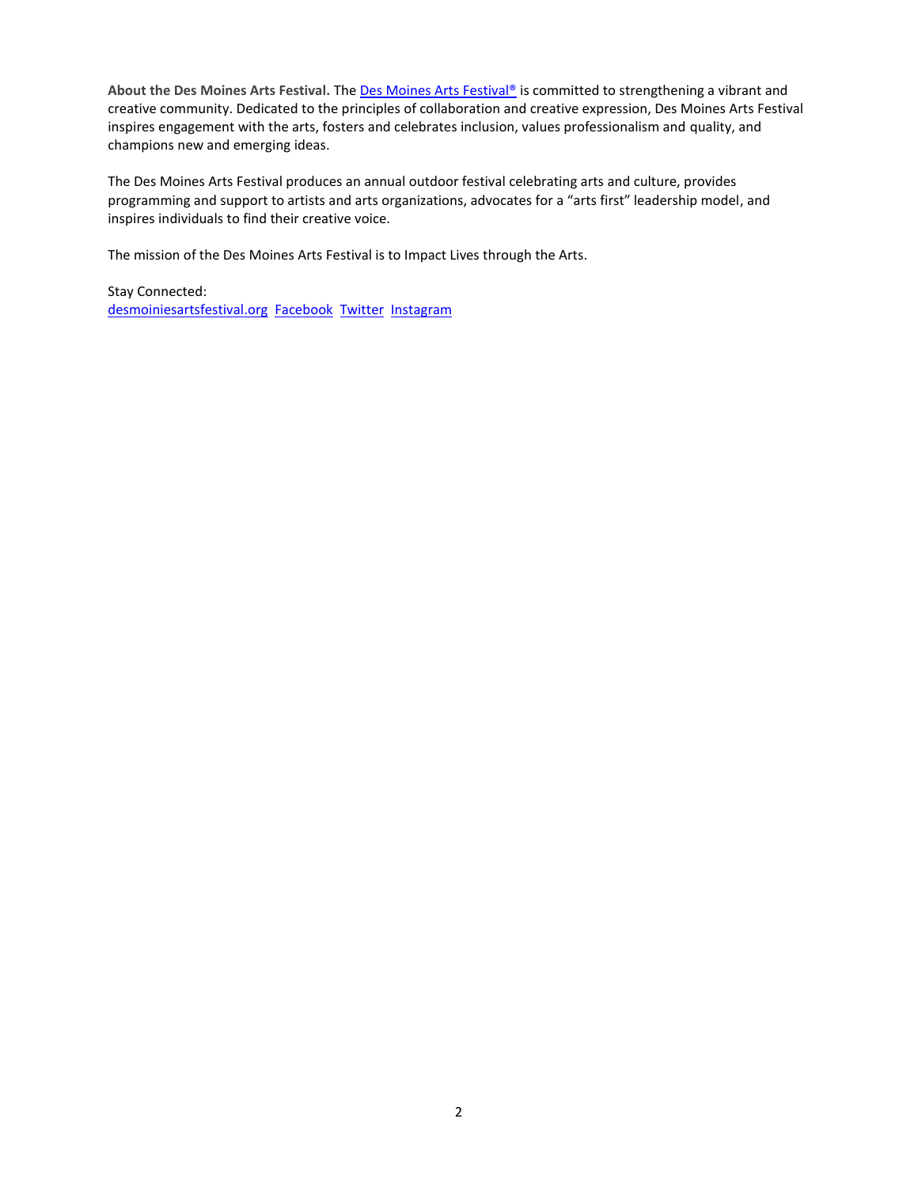**About the Des Moines Arts Festival.** The Des Moines Arts Festival® is committed to strengthening a vibrant and creative community. Dedicated to the principles of collaboration and creative expression, Des Moines Arts Festival inspires engagement with the arts, fosters and celebrates inclusion, values professionalism and quality, and champions new and emerging ideas.

The Des Moines Arts Festival produces an annual outdoor festival celebrating arts and culture, provides programming and support to artists and arts organizations, advocates for a "arts first" leadership model, and inspires individuals to find their creative voice.

The mission of the Des Moines Arts Festival is to Impact Lives through the Arts.

Stay Connected:
desmoiniesartsfestival.org Facebook Twitter Instagram